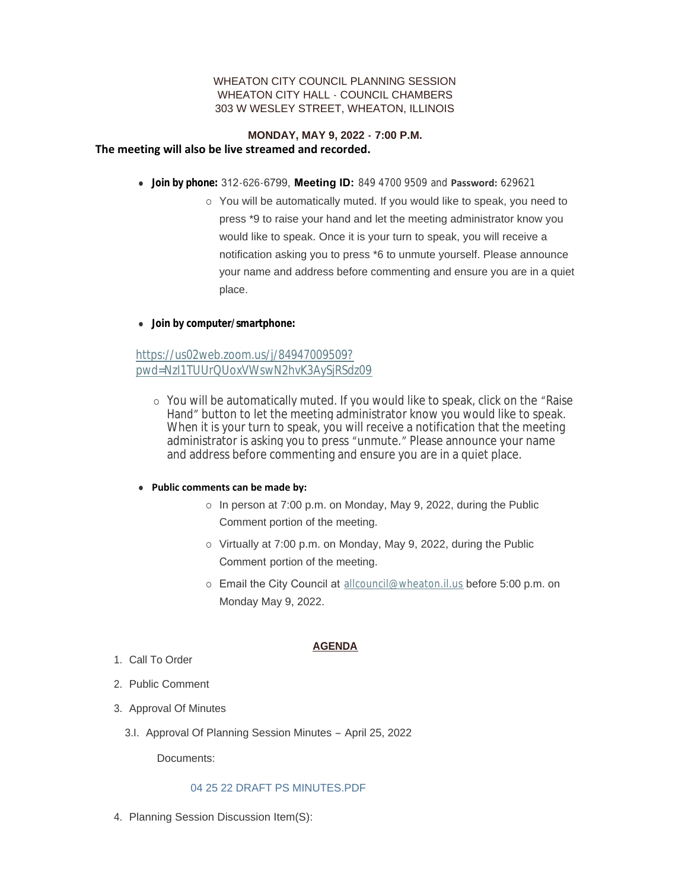WHEATON CITY COUNCIL PLANNING SESSION
WHEATON CITY HALL - COUNCIL CHAMBERS
303 W WESLEY STREET, WHEATON, ILLINOIS

**MONDAY, MAY 9, 2022 - 7:00 P.M.**

**The meeting will also be live streamed and recorded.**

- **Join by phone:** 312-626-6799, **Meeting ID:** 849 4700 9509 and **Password:** 629621
  - You will be automatically muted. If you would like to speak, you need to press *9 to raise your hand and let the meeting administrator know you would like to speak. Once it is your turn to speak, you will receive a notification asking you to press *6 to unmute yourself. Please announce your name and address before commenting and ensure you are in a quiet place.

- **Join by computer/smartphone:**

https://us02web.zoom.us/j/84947009509?pwd=NzI1TUUrQUoxVWswN2hvK3AySjRSdz09

  - You will be automatically muted. If you would like to speak, click on the "Raise Hand" button to let the meeting administrator know you would like to speak. When it is your turn to speak, you will receive a notification that the meeting administrator is asking you to press "unmute." Please announce your name and address before commenting and ensure you are in a quiet place.

- **Public comments can be made by:**
  - In person at 7:00 p.m. on Monday, May 9, 2022, during the Public Comment portion of the meeting.
  - Virtually at 7:00 p.m. on Monday, May 9, 2022, during the Public Comment portion of the meeting.
  - Email the City Council at allcouncil@wheaton.il.us before 5:00 p.m. on Monday May 9, 2022.

**AGENDA**

1. Call To Order
2. Public Comment
3. Approval Of Minutes

   3.I. Approval Of Planning Session Minutes – April 25, 2022

   Documents:

   04 25 22 DRAFT PS MINUTES.PDF

4. Planning Session Discussion Item(S):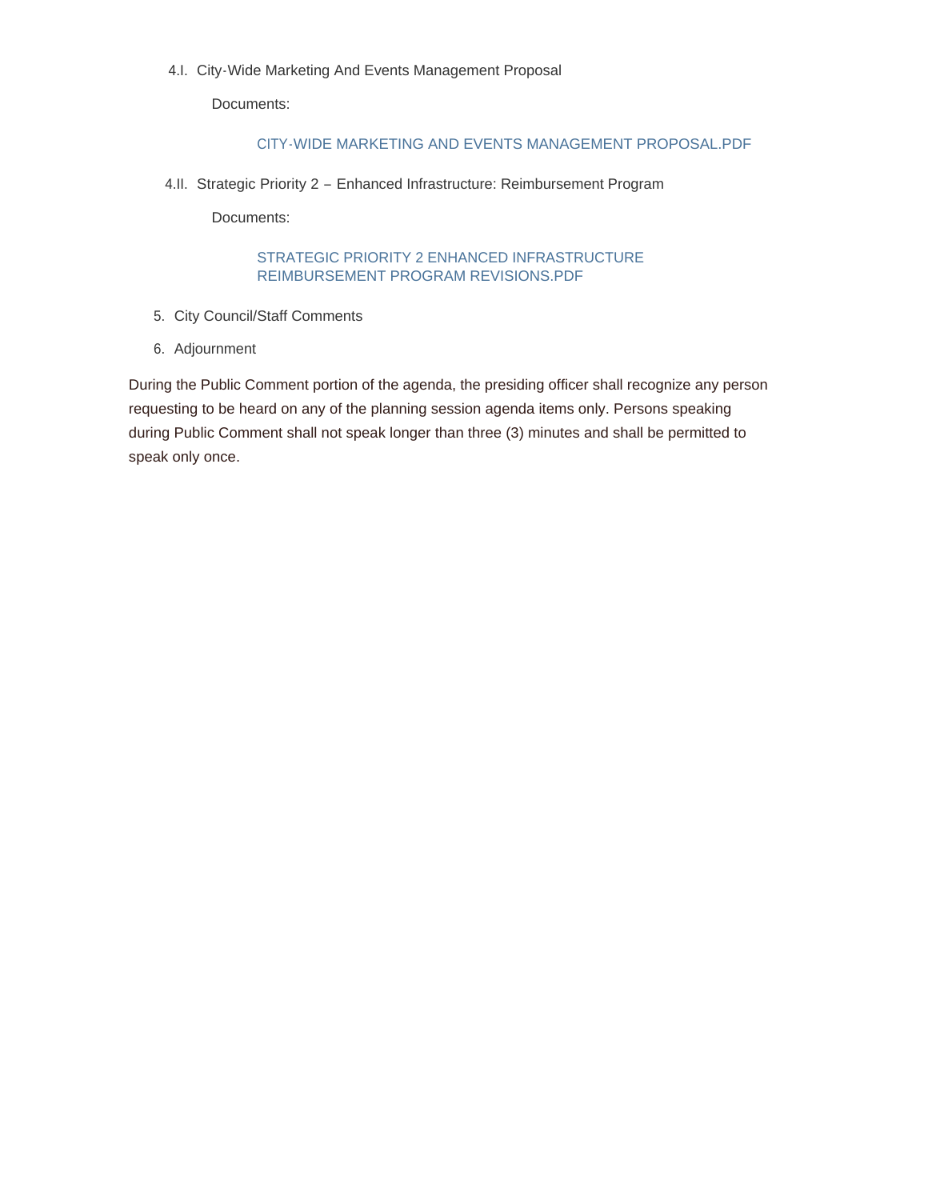4.I. City-Wide Marketing And Events Management Proposal

Documents:

CITY-WIDE MARKETING AND EVENTS MANAGEMENT PROPOSAL.PDF

4.II. Strategic Priority 2 – Enhanced Infrastructure: Reimbursement Program

Documents:

STRATEGIC PRIORITY 2 ENHANCED INFRASTRUCTURE REIMBURSEMENT PROGRAM REVISIONS.PDF

5. City Council/Staff Comments

6. Adjournment

During the Public Comment portion of the agenda, the presiding officer shall recognize any person requesting to be heard on any of the planning session agenda items only. Persons speaking during Public Comment shall not speak longer than three (3) minutes and shall be permitted to speak only once.